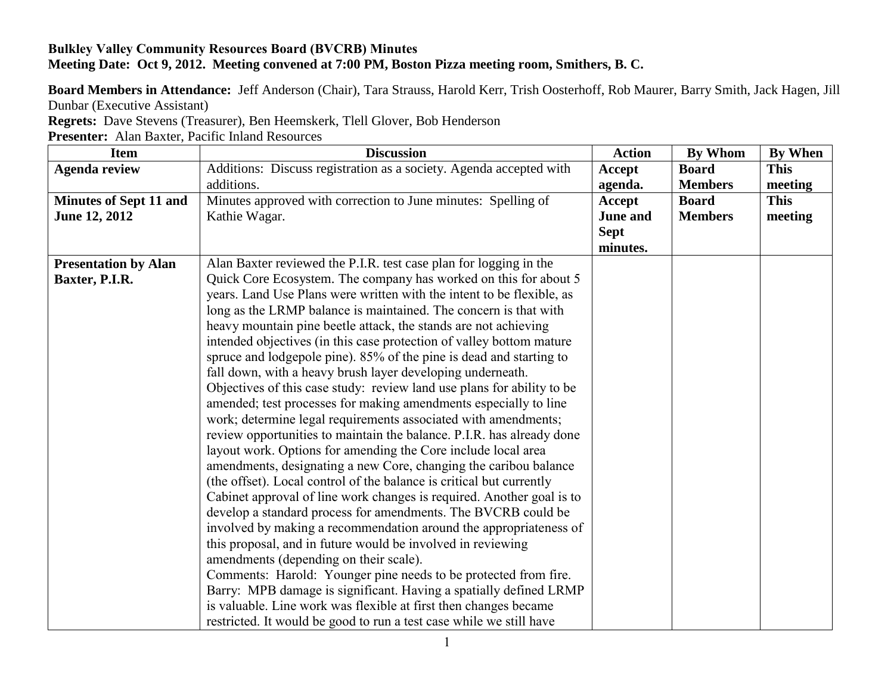**Bulkley Valley Community Resources Board (BVCRB) Minutes**
**Meeting Date: Oct 9, 2012. Meeting convened at 7:00 PM, Boston Pizza meeting room, Smithers, B. C.**

**Board Members in Attendance:** Jeff Anderson (Chair), Tara Strauss, Harold Kerr, Trish Oosterhoff, Rob Maurer, Barry Smith, Jack Hagen, Jill Dunbar (Executive Assistant)
**Regrets:** Dave Stevens (Treasurer), Ben Heemskerk, Tlell Glover, Bob Henderson
**Presenter:** Alan Baxter, Pacific Inland Resources

| Item | Discussion | Action | By Whom | By When |
|---|---|---|---|---|
| **Agenda review** | Additions: Discuss registration as a society. Agenda accepted with additions. | **Accept agenda.** | **Board Members** | **This meeting** |
| **Minutes of Sept 11 and June 12, 2012** | Minutes approved with correction to June minutes: Spelling of Kathie Wagar. | **Accept June and Sept minutes.** | **Board Members** | **This meeting** |
| **Presentation by Alan Baxter, P.I.R.** | Alan Baxter reviewed the P.I.R. test case plan for logging in the Quick Core Ecosystem. The company has worked on this for about 5 years. Land Use Plans were written with the intent to be flexible, as long as the LRMP balance is maintained. The concern is that with heavy mountain pine beetle attack, the stands are not achieving intended objectives (in this case protection of valley bottom mature spruce and lodgepole pine). 85% of the pine is dead and starting to fall down, with a heavy brush layer developing underneath. Objectives of this case study: review land use plans for ability to be amended; test processes for making amendments especially to line work; determine legal requirements associated with amendments; review opportunities to maintain the balance. P.I.R. has already done layout work. Options for amending the Core include local area amendments, designating a new Core, changing the caribou balance (the offset). Local control of the balance is critical but currently Cabinet approval of line work changes is required. Another goal is to develop a standard process for amendments. The BVCRB could be involved by making a recommendation around the appropriateness of this proposal, and in future would be involved in reviewing amendments (depending on their scale).<br>Comments: Harold: Younger pine needs to be protected from fire. Barry: MPB damage is significant. Having a spatially defined LRMP is valuable. Line work was flexible at first then changes became restricted. It would be good to run a test case while we still have | | | |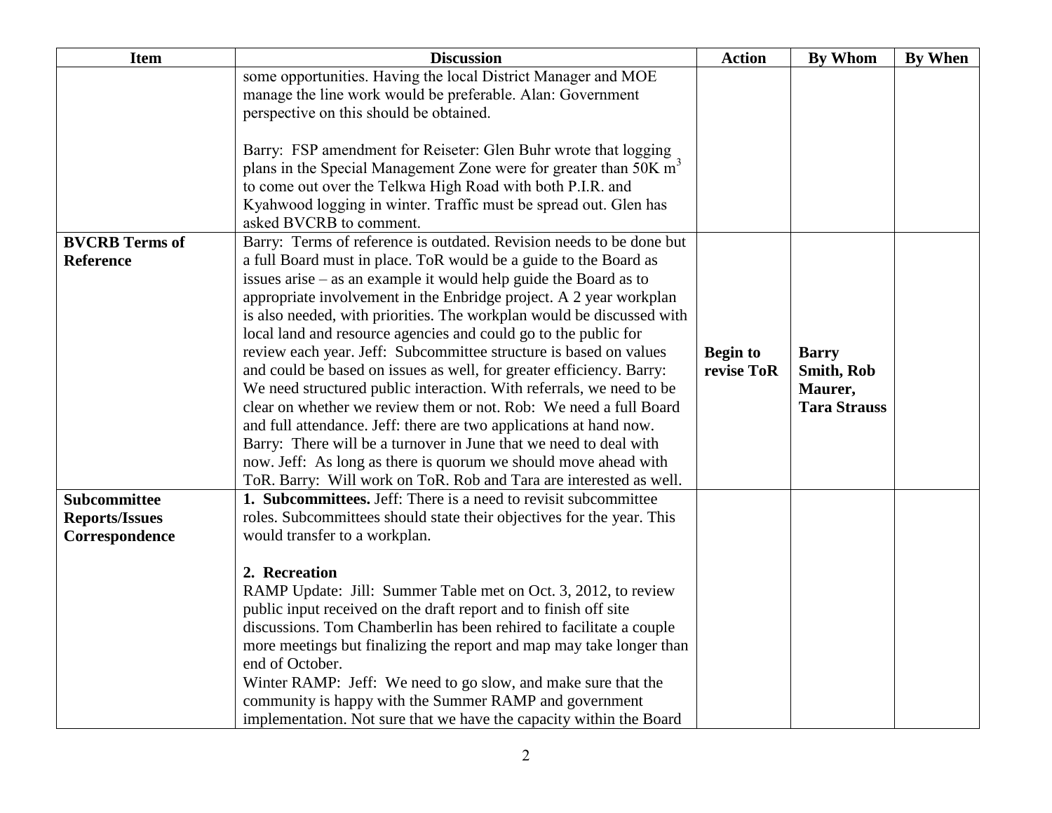| Item | Discussion | Action | By Whom | By When |
|---|---|---|---|---|
| | some opportunities. Having the local District Manager and MOE manage the line work would be preferable. Alan: Government perspective on this should be obtained.<br><br>Barry: FSP amendment for Reiseter: Glen Buhr wrote that logging plans in the Special Management Zone were for greater than 50K $m^3$ to come out over the Telkwa High Road with both P.I.R. and Kyahwood logging in winter. Traffic must be spread out. Glen has asked BVCRB to comment. | | | |
| **BVCRB Terms of Reference** | Barry: Terms of reference is outdated. Revision needs to be done but a full Board must in place. ToR would be a guide to the Board as issues arise – as an example it would help guide the Board as to appropriate involvement in the Enbridge project. A 2 year workplan is also needed, with priorities. The workplan would be discussed with local land and resource agencies and could go to the public for review each year. Jeff: Subcommittee structure is based on values and could be based on issues as well, for greater efficiency. Barry: We need structured public interaction. With referrals, we need to be clear on whether we review them or not. Rob: We need a full Board and full attendance. Jeff: there are two applications at hand now. Barry: There will be a turnover in June that we need to deal with now. Jeff: As long as there is quorum we should move ahead with ToR. Barry: Will work on ToR. Rob and Tara are interested as well. | **Begin to revise ToR** | **Barry Smith, Rob Maurer, Tara Strauss** | |
| **Subcommittee Reports/Issues Correspondence** | **1. Subcommittees.** Jeff: There is a need to revisit subcommittee roles. Subcommittees should state their objectives for the year. This would transfer to a workplan.<br><br>**2. Recreation**<br>RAMP Update: Jill: Summer Table met on Oct. 3, 2012, to review public input received on the draft report and to finish off site discussions. Tom Chamberlin has been rehired to facilitate a couple more meetings but finalizing the report and map may take longer than end of October.<br>Winter RAMP: Jeff: We need to go slow, and make sure that the community is happy with the Summer RAMP and government implementation. Not sure that we have the capacity within the Board | | | |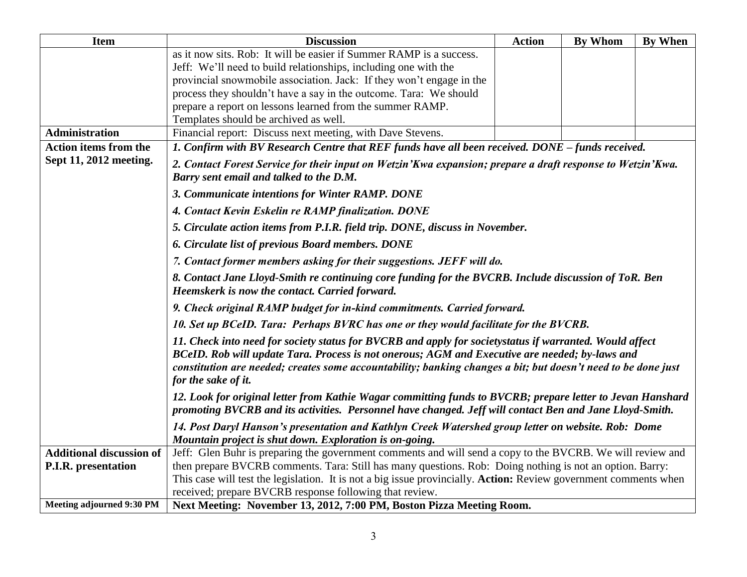| Item | Discussion | Action | By Whom | By When |
|---|---|---|---|---|
| | as it now sits. Rob: It will be easier if Summer RAMP is a success. Jeff: We'll need to build relationships, including one with the provincial snowmobile association. Jack: If they won't engage in the process they shouldn't have a say in the outcome. Tara: We should prepare a report on lessons learned from the summer RAMP. Templates should be archived as well. | | | |
| **Administration** | Financial report: Discuss next meeting, with Dave Stevens. | | | |
| **Action items from the Sept 11, 2012 meeting.** | ***1. Confirm with BV Research Centre that REF funds have all been received. DONE – funds received.*** | | | |
| | ***2. Contact Forest Service for their input on Wetzin'Kwa expansion; prepare a draft response to Wetzin'Kwa. Barry sent email and talked to the D.M.*** | | | |
| | ***3. Communicate intentions for Winter RAMP. DONE*** | | | |
| | ***4. Contact Kevin Eskelin re RAMP finalization. DONE*** | | | |
| | ***5. Circulate action items from P.I.R. field trip. DONE, discuss in November.*** | | | |
| | ***6. Circulate list of previous Board members. DONE*** | | | |
| | *7. Contact former members asking for their suggestions. JEFF will do.* | | | |
| | ***8. Contact Jane Lloyd-Smith re continuing core funding for the BVCRB. Include discussion of ToR. Ben Heemskerk is now the contact. Carried forward.*** | | | |
| | ***9. Check original RAMP budget for in-kind commitments. Carried forward.*** | | | |
| | ***10. Set up BCeID. Tara: Perhaps BVRC has one or they would facilitate for the BVCRB.*** | | | |
| | ***11. Check into need for society status for BVCRB and apply for societystatus if warranted. Would affect BCeID. Rob will update Tara. Process is not onerous; AGM and Executive are needed; by-laws and constitution are needed; creates some accountability; banking changes a bit; but doesn't need to be done just for the sake of it.*** | | | |
| | ***12. Look for original letter from Kathie Wagar committing funds to BVCRB; prepare letter to Jevan Hanshard promoting BVCRB and its activities. Personnel have changed. Jeff will contact Ben and Jane Lloyd-Smith.*** | | | |
| | ***14. Post Daryl Hanson's presentation and Kathlyn Creek Watershed group letter on website. Rob: Dome Mountain project is shut down. Exploration is on-going.*** | | | |
| **Additional discussion of P.I.R. presentation** | Jeff: Glen Buhr is preparing the government comments and will send a copy to the BVCRB. We will review and then prepare BVCRB comments. Tara: Still has many questions. Rob: Doing nothing is not an option. Barry: This case will test the legislation. It is not a big issue provincially. **Action:** Review government comments when received; prepare BVCRB response following that review. | | | |
| **Meeting adjourned 9:30 PM** | **Next Meeting: November 13, 2012, 7:00 PM, Boston Pizza Meeting Room.** | | | |